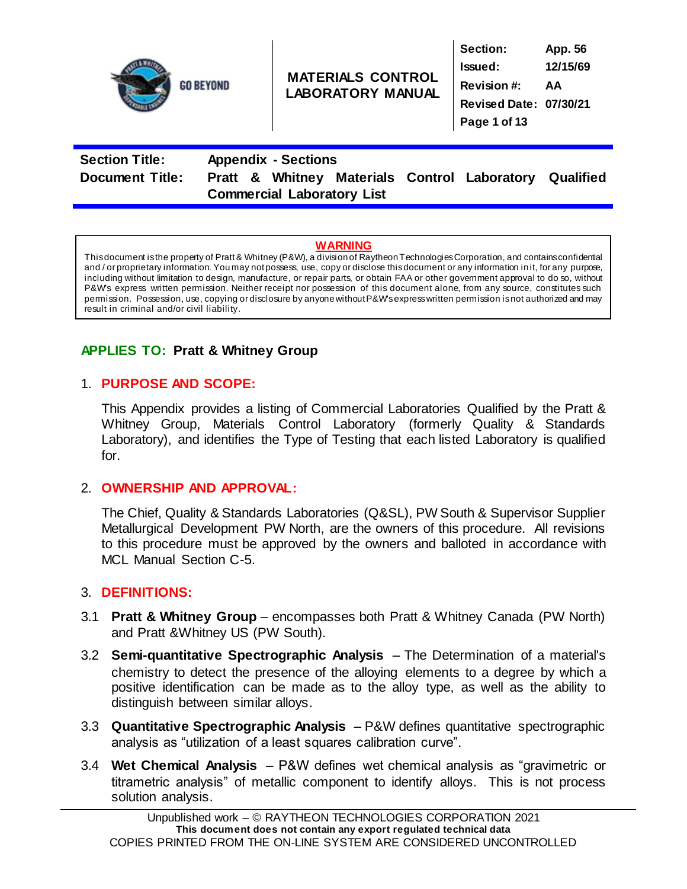**MATERIALS CONTROL LABORATORY MANUAL**

| | |
|---|---|
| Section: | App. 56 |
| Issued: | 12/15/69 |
| Revision #: | AA |
| Revised Date: | 07/30/21 |

**Section Title:** Appendix - Sections

**Document Title:** Pratt & Whitney Materials Control Laboratory Qualified Commercial Laboratory List

**WARNING**

This document is the property of Pratt & Whitney (P&W), a division of Raytheon Technologies Corporation, and contains confidential and / or proprietary information. You may not possess, use, copy or disclose this document or any information in it, for any purpose, including without limitation to design, manufacture, or repair parts, or obtain FAA or other government approval to do so, without P&W's express written permission. Neither receipt nor possession of this document alone, from any source, constitutes such permission. Possession, use, copying or disclosure by anyone without P&W's express written permission is not authorized and may result in criminal and/or civil liability.

**APPLIES TO: Pratt & Whitney Group**

## 1. PURPOSE AND SCOPE:

This Appendix provides a listing of Commercial Laboratories Qualified by the Pratt & Whitney Group, Materials Control Laboratory (formerly Quality & Standards Laboratory), and identifies the Type of Testing that each listed Laboratory is qualified for.

## 2. OWNERSHIP AND APPROVAL:

The Chief, Quality & Standards Laboratories (Q&SL), PW South & Supervisor Supplier Metallurgical Development PW North, are the owners of this procedure. All revisions to this procedure must be approved by the owners and balloted in accordance with MCL Manual Section C-5.

## 3. DEFINITIONS:

3.1 **Pratt & Whitney Group** – encompasses both Pratt & Whitney Canada (PW North) and Pratt &Whitney US (PW South).

3.2 **Semi-quantitative Spectrographic Analysis** – The Determination of a material's chemistry to detect the presence of the alloying elements to a degree by which a positive identification can be made as to the alloy type, as well as the ability to distinguish between similar alloys.

3.3 **Quantitative Spectrographic Analysis** – P&W defines quantitative spectrographic analysis as "utilization of a least squares calibration curve".

3.4 **Wet Chemical Analysis** – P&W defines wet chemical analysis as "gravimetric or titrametric analysis" of metallic component to identify alloys. This is not process solution analysis.

Unpublished work – © RAYTHEON TECHNOLOGIES CORPORATION 2021

**This document does not contain any export regulated technical data**

COPIES PRINTED FROM THE ON-LINE SYSTEM ARE CONSIDERED UNCONTROLLED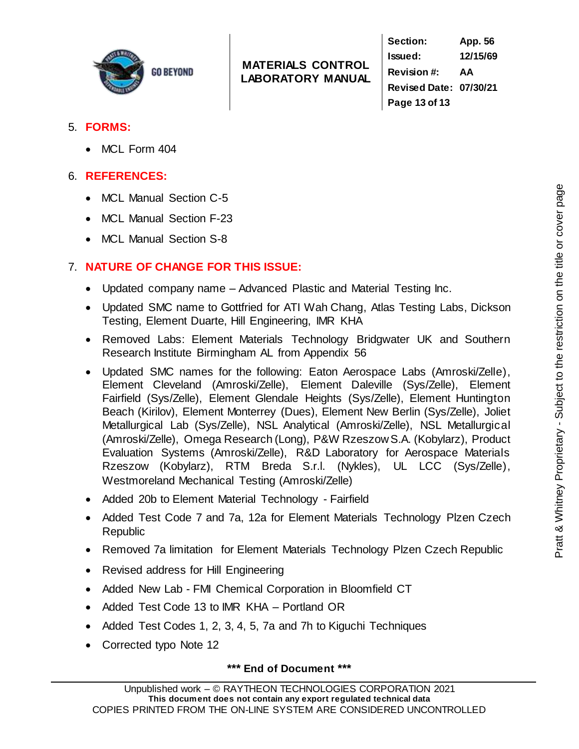5. **FORMS:**

   - MCL Form 404

6. **REFERENCES:**

   - MCL Manual Section C-5
   - MCL Manual Section F-23
   - MCL Manual Section S-8

7. **NATURE OF CHANGE FOR THIS ISSUE:**

   - Updated company name – Advanced Plastic and Material Testing Inc.
   - Updated SMC name to Gottfried for ATI Wah Chang, Atlas Testing Labs, Dickson Testing, Element Duarte, Hill Engineering, IMR KHA
   - Removed Labs: Element Materials Technology Bridgwater UK and Southern Research Institute Birmingham AL from Appendix 56
   - Updated SMC names for the following: Eaton Aerospace Labs (Amroski/Zelle), Element Cleveland (Amroski/Zelle), Element Daleville (Sys/Zelle), Element Fairfield (Sys/Zelle), Element Glendale Heights (Sys/Zelle), Element Huntington Beach (Kirilov), Element Monterrey (Dues), Element New Berlin (Sys/Zelle), Joliet Metallurgical Lab (Sys/Zelle), NSL Analytical (Amroski/Zelle), NSL Metallurgical (Amroski/Zelle), Omega Research (Long), P&W Rzeszow S.A. (Kobylarz), Product Evaluation Systems (Amroski/Zelle), R&D Laboratory for Aerospace Materials Rzeszow (Kobylarz), RTM Breda S.r.l. (Nykles), UL LCC (Sys/Zelle), Westmoreland Mechanical Testing (Amroski/Zelle)
   - Added 20b to Element Material Technology - Fairfield
   - Added Test Code 7 and 7a, 12a for Element Materials Technology Plzen Czech Republic
   - Removed 7a limitation for Element Materials Technology Plzen Czech Republic
   - Revised address for Hill Engineering
   - Added New Lab - FMI Chemical Corporation in Bloomfield CT
   - Added Test Code 13 to IMR KHA – Portland OR
   - Added Test Codes 1, 2, 3, 4, 5, 7a and 7h to Kiguchi Techniques
   - Corrected typo Note 12

**\*\*\* End of Document \*\*\***